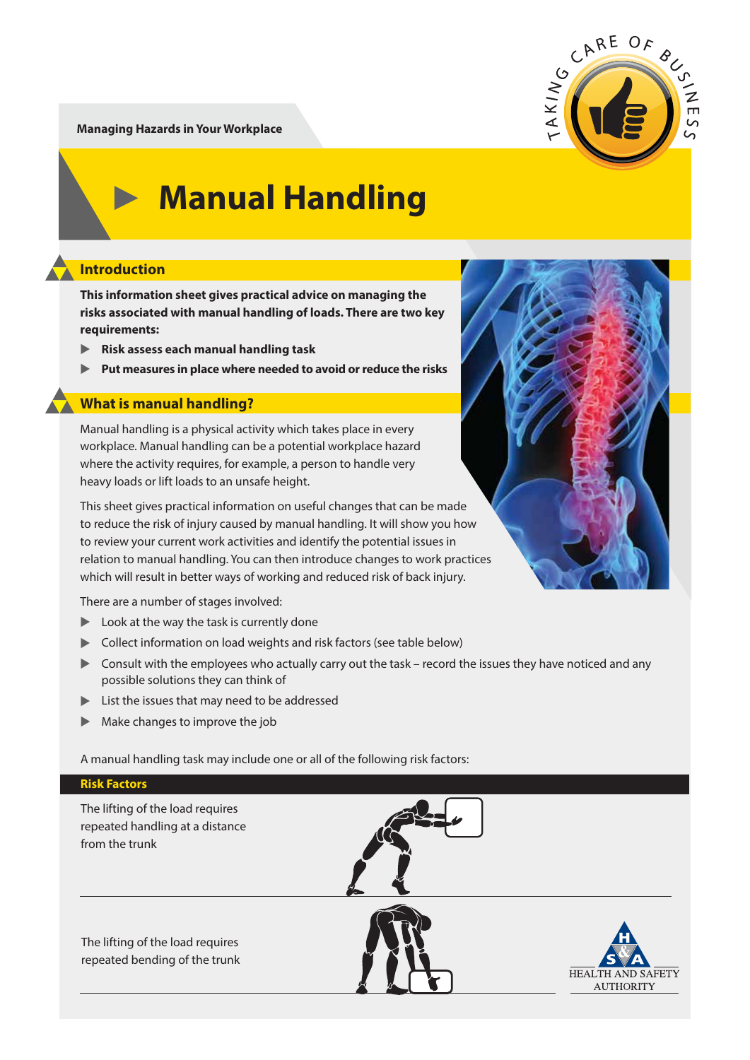Managing Hazards in Your Workplace

# Manual Handling

## Introduction

**This information sheet gives practical advice on managing the risks associated with manual handling of loads. There are two key requirements:**

- **Risk assess each manual handling task**
- **Put measures in place where needed to avoid or reduce the risks**

## What is manual handling?

Manual handling is a physical activity which takes place in every workplace. Manual handling can be a potential workplace hazard where the activity requires, for example, a person to handle very heavy loads or lift loads to an unsafe height.

This sheet gives practical information on useful changes that can be made to reduce the risk of injury caused by manual handling. It will show you how to review your current work activities and identify the potential issues in relation to manual handling. You can then introduce changes to work practices which will result in better ways of working and reduced risk of back injury.

There are a number of stages involved:

- Look at the way the task is currently done
- Collect information on load weights and risk factors (see table below)
- Consult with the employees who actually carry out the task – record the issues they have noticed and any possible solutions they can think of
- List the issues that may need to be addressed
- Make changes to improve the job

A manual handling task may include one or all of the following risk factors:

| Risk Factors |
| --- |
| The lifting of the load requires repeated handling at a distance from the trunk |
| The lifting of the load requires repeated bending of the trunk |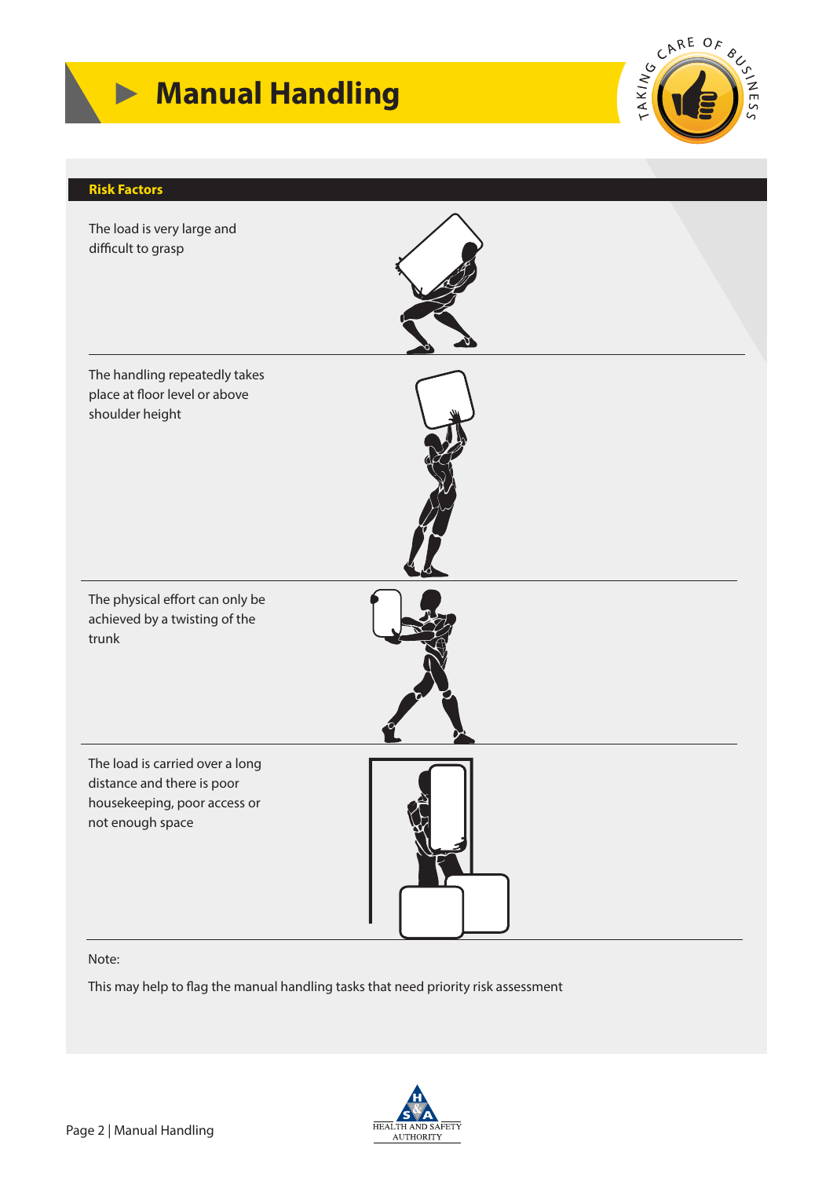# Manual Handling

## Risk Factors

The load is very large and difficult to grasp

The handling repeatedly takes place at floor level or above shoulder height

The physical effort can only be achieved by a twisting of the trunk

The load is carried over a long distance and there is poor housekeeping, poor access or not enough space

Note:

This may help to flag the manual handling tasks that need priority risk assessment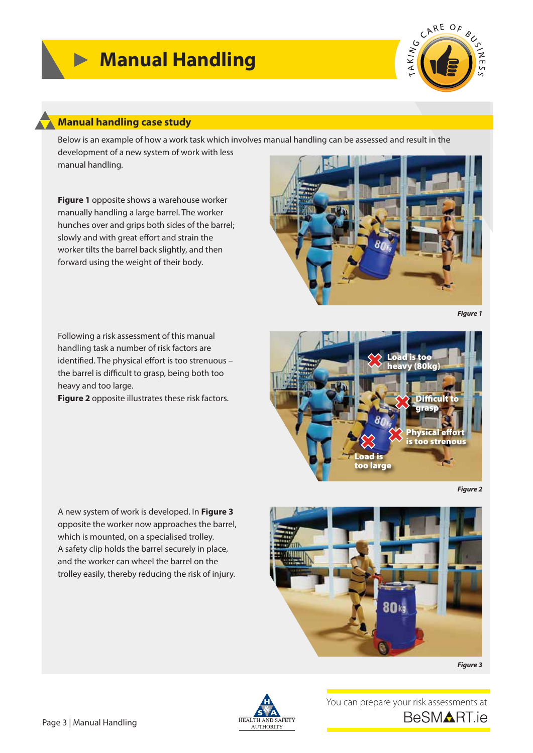# Manual Handling

## Manual handling case study

Below is an example of how a work task which involves manual handling can be assessed and result in the development of a new system of work with less manual handling.

**Figure 1** opposite shows a warehouse worker manually handling a large barrel. The worker hunches over and grips both sides of the barrel; slowly and with great effort and strain the worker tilts the barrel back slightly, and then forward using the weight of their body.

*Figure 1*

Following a risk assessment of this manual handling task a number of risk factors are identified. The physical effort is too strenuous – the barrel is difficult to grasp, being both too heavy and too large.

**Figure 2** opposite illustrates these risk factors.

Load is too heavy (80kg)

Difficult to grasp

Physical effort is too strenous

Load is too large

*Figure 2*

A new system of work is developed. In **Figure 3** opposite the worker now approaches the barrel, which is mounted, on a specialised trolley. A safety clip holds the barrel securely in place, and the worker can wheel the barrel on the trolley easily, thereby reducing the risk of injury.

*Figure 3*

You can prepare your risk assessments at BeSMART.ie